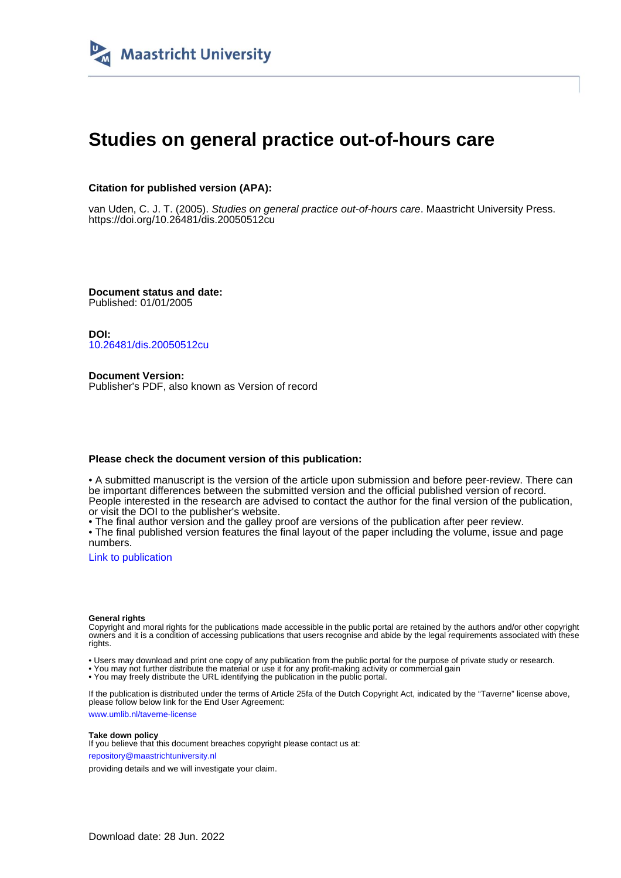Maastricht University

# Studies on general practice out-of-hours care

**Citation for published version (APA):**

van Uden, C. J. T. (2005). *Studies on general practice out-of-hours care*. Maastricht University Press. https://doi.org/10.26481/dis.20050512cu

**Document status and date:**
Published: 01/01/2005

**DOI:**
10.26481/dis.20050512cu

**Document Version:**
Publisher's PDF, also known as Version of record

**Please check the document version of this publication:**

• A submitted manuscript is the version of the article upon submission and before peer-review. There can be important differences between the submitted version and the official published version of record. People interested in the research are advised to contact the author for the final version of the publication, or visit the DOI to the publisher's website.
• The final author version and the galley proof are versions of the publication after peer review.
• The final published version features the final layout of the paper including the volume, issue and page numbers.

Link to publication

**General rights**
Copyright and moral rights for the publications made accessible in the public portal are retained by the authors and/or other copyright owners and it is a condition of accessing publications that users recognise and abide by the legal requirements associated with these rights.

• Users may download and print one copy of any publication from the public portal for the purpose of private study or research.
• You may not further distribute the material or use it for any profit-making activity or commercial gain
• You may freely distribute the URL identifying the publication in the public portal.

If the publication is distributed under the terms of Article 25fa of the Dutch Copyright Act, indicated by the "Taverne" license above, please follow below link for the End User Agreement:

www.umlib.nl/taverne-license

**Take down policy**
If you believe that this document breaches copyright please contact us at:

repository@maastrichtuniversity.nl

providing details and we will investigate your claim.

Download date: 28 Jun. 2022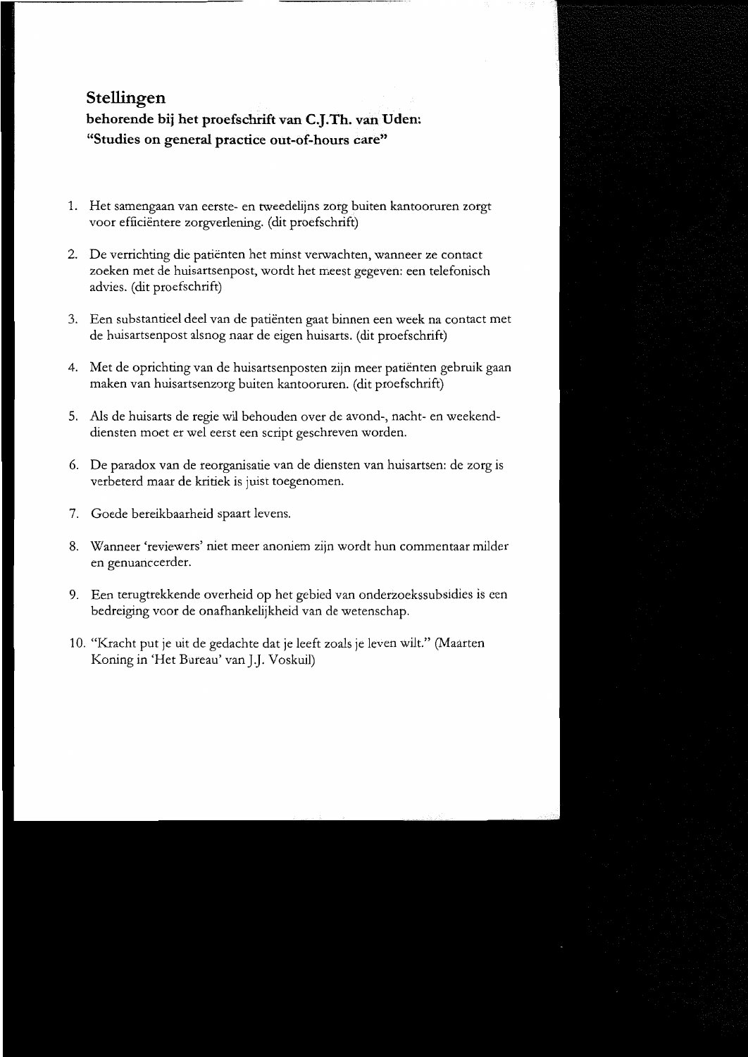## Stellingen

**behorende bij het proefschrift van C.J.Th. van Uden:**
**"Studies on general practice out-of-hours care"**

1. Het samengaan van eerste- en tweedelijns zorg buiten kantooruren zorgt voor efficiëntere zorgverlening. (dit proefschrift)

2. De verrichting die patiënten het minst verwachten, wanneer ze contact zoeken met de huisartsenpost, wordt het meest gegeven: een telefonisch advies. (dit proefschrift)

3. Een substantieel deel van de patiënten gaat binnen een week na contact met de huisartsenpost alsnog naar de eigen huisarts. (dit proefschrift)

4. Met de oprichting van de huisartsenposten zijn meer patiënten gebruik gaan maken van huisartsenzorg buiten kantooruren. (dit proefschrift)

5. Als de huisarts de regie wil behouden over de avond-, nacht- en weekend-diensten moet er wel eerst een script geschreven worden.

6. De paradox van de reorganisatie van de diensten van huisartsen: de zorg is verbeterd maar de kritiek is juist toegenomen.

7. Goede bereikbaarheid spaart levens.

8. Wanneer 'reviewers' niet meer anoniem zijn wordt hun commentaar milder en genuanceerder.

9. Een terugtrekkende overheid op het gebied van onderzoekssubsidies is een bedreiging voor de onafhankelijkheid van de wetenschap.

10. "Kracht put je uit de gedachte dat je leeft zoals je leven wilt." (Maarten Koning in 'Het Bureau' van J.J. Voskuil)